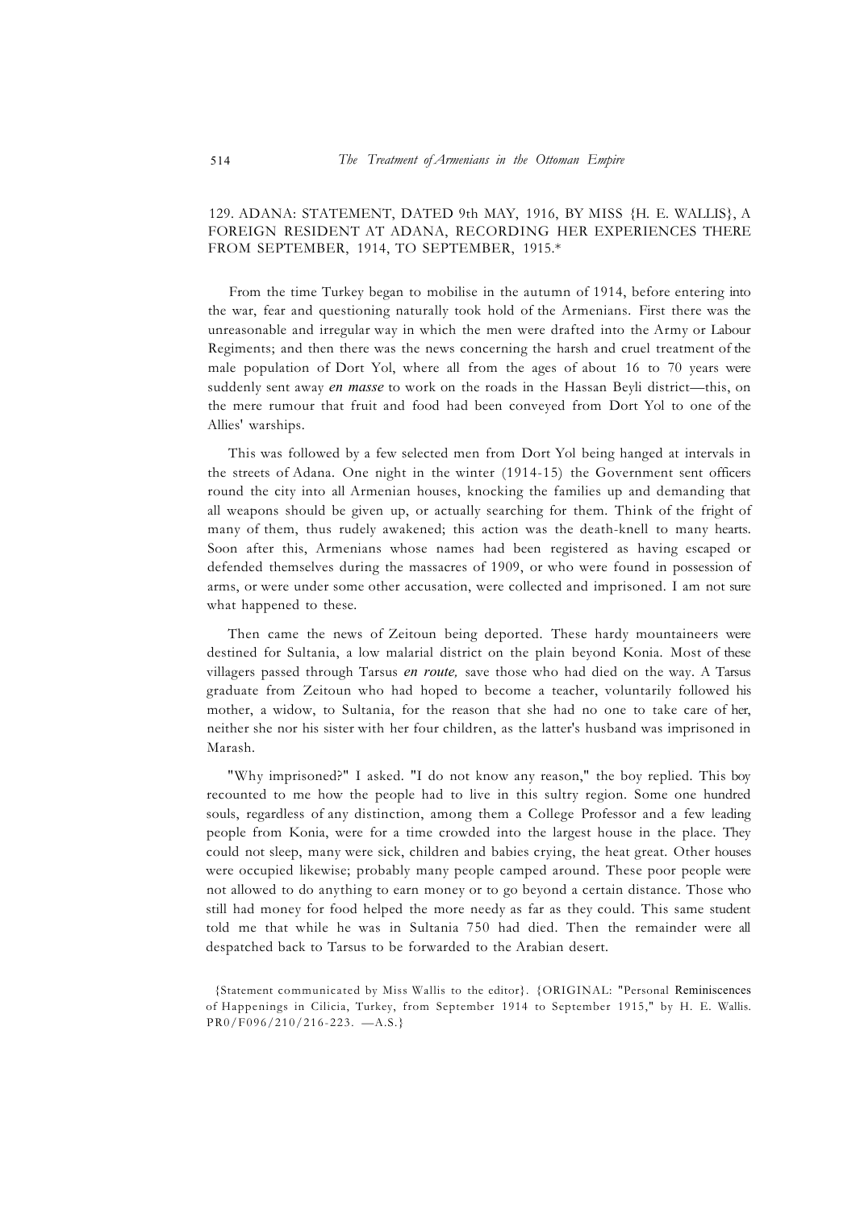## 129. ADANA: STATEMENT, DATED 9th MAY, 1916, BY MISS {H. E. WALLIS}, A FOREIGN RESIDENT AT ADANA, RECORDING HER EXPERIENCES THERE FROM SEPTEMBER, 1914, TO SEPTEMBER, 1915.*

From the time Turkey began to mobilise in the autumn of 1914, before entering into the war, fear and questioning naturally took hold of the Armenians. First there was the unreasonable and irregular way in which the men were drafted into the Army or Labour Regiments; and then there was the news concerning the harsh and cruel treatment of the male population of Dort Yol, where all from the ages of about 16 to 70 years were suddenly sent away *en masse* to work on the roads in the Hassan Beyli district—this, on the mere rumour that fruit and food had been conveyed from Dort Yol to one of the Allies' warships.

This was followed by a few selected men from Dort Yol being hanged at intervals in the streets of Adana. One night in the winter (1914-15) the Government sent officers round the city into all Armenian houses, knocking the families up and demanding that all weapons should be given up, or actually searching for them. Think of the fright of many of them, thus rudely awakened; this action was the death-knell to many hearts. Soon after this, Armenians whose names had been registered as having escaped or defended themselves during the massacres of 1909, or who were found in possession of arms, or were under some other accusation, were collected and imprisoned. I am not sure what happened to these.

Then came the news of Zeitoun being deported. These hardy mountaineers were destined for Sultania, a low malarial district on the plain beyond Konia. Most of these villagers passed through Tarsus *en route,* save those who had died on the way. A Tarsus graduate from Zeitoun who had hoped to become a teacher, voluntarily followed his mother, a widow, to Sultania, for the reason that she had no one to take care of her, neither she nor his sister with her four children, as the latter's husband was imprisoned in Marash.

"Why imprisoned?" I asked. "I do not know any reason," the boy replied. This boy recounted to me how the people had to live in this sultry region. Some one hundred souls, regardless of any distinction, among them a College Professor and a few leading people from Konia, were for a time crowded into the largest house in the place. They could not sleep, many were sick, children and babies crying, the heat great. Other houses were occupied likewise; probably many people camped around. These poor people were not allowed to do anything to earn money or to go beyond a certain distance. Those who still had money for food helped the more needy as far as they could. This same student told me that while he was in Sultania 750 had died. Then the remainder were all despatched back to Tarsus to be forwarded to the Arabian desert.

{Statement communicated by Miss Wallis to the editor}. {ORIGINAL: "Personal Reminiscences of Happenings in Cilicia, Turkey, from September 1914 to September 1915," by H. E. Wallis. PR0/F096/210/216-223. —A.S.}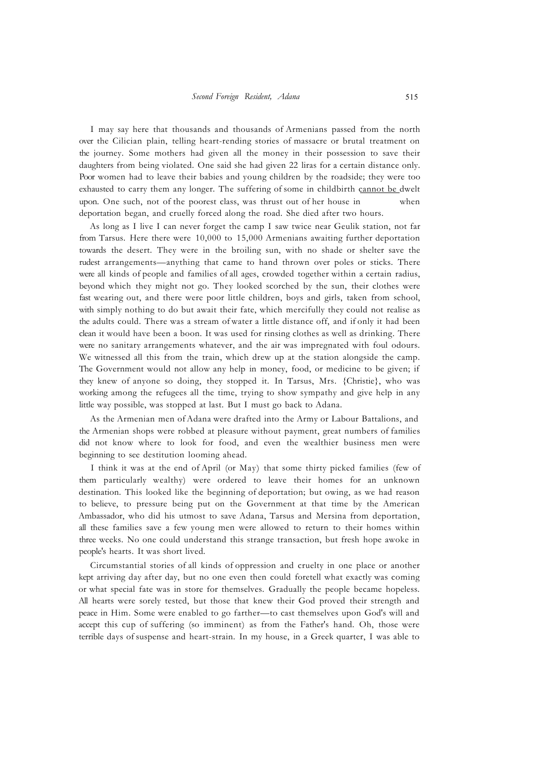I may say here that thousands and thousands of Armenians passed from the north over the Cilician plain, telling heart-rending stories of massacre or brutal treatment on the journey. Some mothers had given all the money in their possession to save their daughters from being violated. One said she had given 22 liras for a certain distance only. Poor women had to leave their babies and young children by the roadside; they were too exhausted to carry them any longer. The suffering of some in childbirth cannot be dwelt upon. One such, not of the poorest class, was thrust out of her house in when deportation began, and cruelly forced along the road. She died after two hours.

As long as I live I can never forget the camp I saw twice near Geulik station, not far from Tarsus. Here there were 10,000 to 15,000 Armenians awaiting further deportation towards the desert. They were in the broiling sun, with no shade or shelter save the rudest arrangements—anything that came to hand thrown over poles or sticks. There were all kinds of people and families of all ages, crowded together within a certain radius, beyond which they might not go. They looked scorched by the sun, their clothes were fast wearing out, and there were poor little children, boys and girls, taken from school, with simply nothing to do but await their fate, which mercifully they could not realise as the adults could. There was a stream of water a little distance off, and if only it had been clean it would have been a boon. It was used for rinsing clothes as well as drinking. There were no sanitary arrangements whatever, and the air was impregnated with foul odours. We witnessed all this from the train, which drew up at the station alongside the camp. The Government would not allow any help in money, food, or medicine to be given; if they knew of anyone so doing, they stopped it. In Tarsus, Mrs. {Christie}, who was working among the refugees all the time, trying to show sympathy and give help in any little way possible, was stopped at last. But I must go back to Adana.

As the Armenian men of Adana were drafted into the Army or Labour Battalions, and the Armenian shops were robbed at pleasure without payment, great numbers of families did not know where to look for food, and even the wealthier business men were beginning to see destitution looming ahead.

I think it was at the end of April (or May) that some thirty picked families (few of them particularly wealthy) were ordered to leave their homes for an unknown destination. This looked like the beginning of deportation; but owing, as we had reason to believe, to pressure being put on the Government at that time by the American Ambassador, who did his utmost to save Adana, Tarsus and Mersina from deportation, all these families save a few young men were allowed to return to their homes within three weeks. No one could understand this strange transaction, but fresh hope awoke in people's hearts. It was short lived.

Circumstantial stories of all kinds of oppression and cruelty in one place or another kept arriving day after day, but no one even then could foretell what exactly was coming or what special fate was in store for themselves. Gradually the people became hopeless. All hearts were sorely tested, but those that knew their God proved their strength and peace in Him. Some were enabled to go farther—to cast themselves upon God's will and accept this cup of suffering (so imminent) as from the Father's hand. Oh, those were terrible days of suspense and heart-strain. In my house, in a Greek quarter, I was able to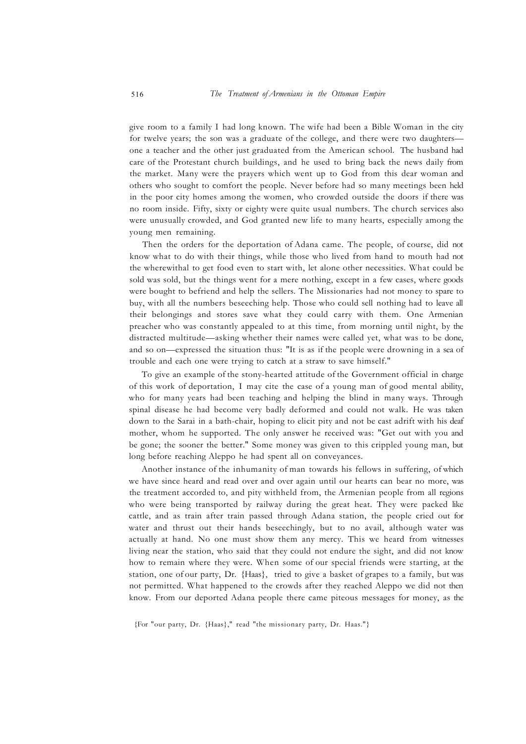give room to a family I had long known. The wife had been a Bible Woman in the city for twelve years; the son was a graduate of the college, and there were two daughters—one a teacher and the other just graduated from the American school. The husband had care of the Protestant church buildings, and he used to bring back the news daily from the market. Many were the prayers which went up to God from this dear woman and others who sought to comfort the people. Never before had so many meetings been held in the poor city homes among the women, who crowded outside the doors if there was no room inside. Fifty, sixty or eighty were quite usual numbers. The church services also were unusually crowded, and God granted new life to many hearts, especially among the young men remaining.

Then the orders for the deportation of Adana came. The people, of course, did not know what to do with their things, while those who lived from hand to mouth had not the wherewithal to get food even to start with, let alone other necessities. What could be sold was sold, but the things went for a mere nothing, except in a few cases, where goods were bought to befriend and help the sellers. The Missionaries had not money to spare to buy, with all the numbers beseeching help. Those who could sell nothing had to leave all their belongings and stores save what they could carry with them. One Armenian preacher who was constantly appealed to at this time, from morning until night, by the distracted multitude—asking whether their names were called yet, what was to be done, and so on—expressed the situation thus: "It is as if the people were drowning in a sea of trouble and each one were trying to catch at a straw to save himself."

To give an example of the stony-hearted attitude of the Government official in charge of this work of deportation, I may cite the case of a young man of good mental ability, who for many years had been teaching and helping the blind in many ways. Through spinal disease he had become very badly deformed and could not walk. He was taken down to the Sarai in a bath-chair, hoping to elicit pity and not be cast adrift with his deaf mother, whom he supported. The only answer he received was: "Get out with you and be gone; the sooner the better." Some money was given to this crippled young man, but long before reaching Aleppo he had spent all on conveyances.

Another instance of the inhumanity of man towards his fellows in suffering, of which we have since heard and read over and over again until our hearts can bear no more, was the treatment accorded to, and pity withheld from, the Armenian people from all regions who were being transported by railway during the great heat. They were packed like cattle, and as train after train passed through Adana station, the people cried out for water and thrust out their hands beseechingly, but to no avail, although water was actually at hand. No one must show them any mercy. This we heard from witnesses living near the station, who said that they could not endure the sight, and did not know how to remain where they were. When some of our special friends were starting, at the station, one of our party, Dr. {Haas}, tried to give a basket of grapes to a family, but was not permitted. What happened to the crowds after they reached Aleppo we did not then know. From our deported Adana people there came piteous messages for money, as the

{For "our party, Dr. {Haas}," read "the missionary party, Dr. Haas."}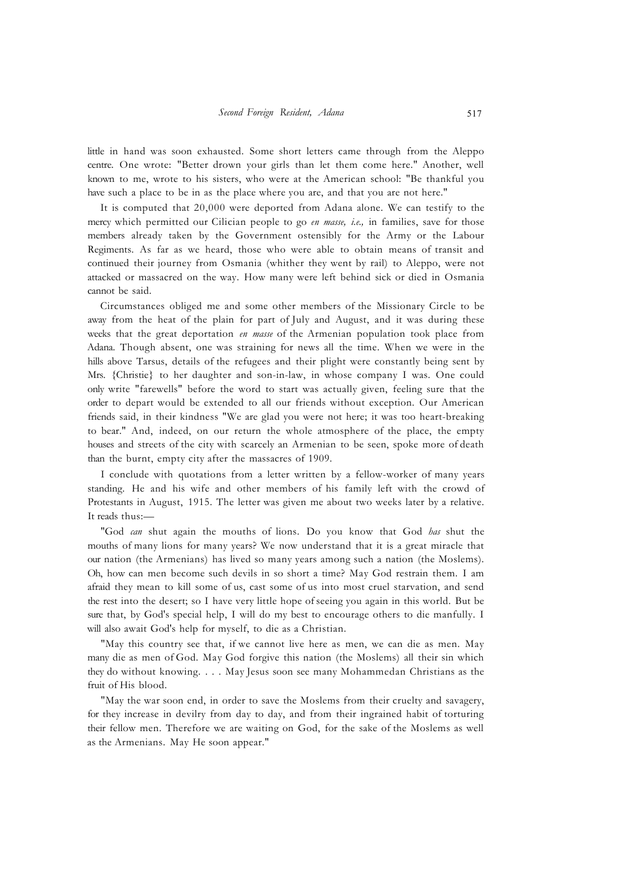little in hand was soon exhausted. Some short letters came through from the Aleppo centre. One wrote: "Better drown your girls than let them come here." Another, well known to me, wrote to his sisters, who were at the American school: "Be thankful you have such a place to be in as the place where you are, and that you are not here."

It is computed that 20,000 were deported from Adana alone. We can testify to the mercy which permitted our Cilician people to go *en masse, i.e.,* in families, save for those members already taken by the Government ostensibly for the Army or the Labour Regiments. As far as we heard, those who were able to obtain means of transit and continued their journey from Osmania (whither they went by rail) to Aleppo, were not attacked or massacred on the way. How many were left behind sick or died in Osmania cannot be said.

Circumstances obliged me and some other members of the Missionary Circle to be away from the heat of the plain for part of July and August, and it was during these weeks that the great deportation *en masse* of the Armenian population took place from Adana. Though absent, one was straining for news all the time. When we were in the hills above Tarsus, details of the refugees and their plight were constantly being sent by Mrs. {Christie} to her daughter and son-in-law, in whose company I was. One could only write "farewells" before the word to start was actually given, feeling sure that the order to depart would be extended to all our friends without exception. Our American friends said, in their kindness "We are glad you were not here; it was too heart-breaking to bear." And, indeed, on our return the whole atmosphere of the place, the empty houses and streets of the city with scarcely an Armenian to be seen, spoke more of death than the burnt, empty city after the massacres of 1909.

I conclude with quotations from a letter written by a fellow-worker of many years standing. He and his wife and other members of his family left with the crowd of Protestants in August, 1915. The letter was given me about two weeks later by a relative. It reads thus:—

"God *can* shut again the mouths of lions. Do you know that God *has* shut the mouths of many lions for many years? We now understand that it is a great miracle that our nation (the Armenians) has lived so many years among such a nation (the Moslems). Oh, how can men become such devils in so short a time? May God restrain them. I am afraid they mean to kill some of us, cast some of us into most cruel starvation, and send the rest into the desert; so I have very little hope of seeing you again in this world. But be sure that, by God's special help, I will do my best to encourage others to die manfully. I will also await God's help for myself, to die as a Christian.

"May this country see that, if we cannot live here as men, we can die as men. May many die as men of God. May God forgive this nation (the Moslems) all their sin which they do without knowing. . . . May Jesus soon see many Mohammedan Christians as the fruit of His blood.

"May the war soon end, in order to save the Moslems from their cruelty and savagery, for they increase in devilry from day to day, and from their ingrained habit of torturing their fellow men. Therefore we are waiting on God, for the sake of the Moslems as well as the Armenians. May He soon appear."